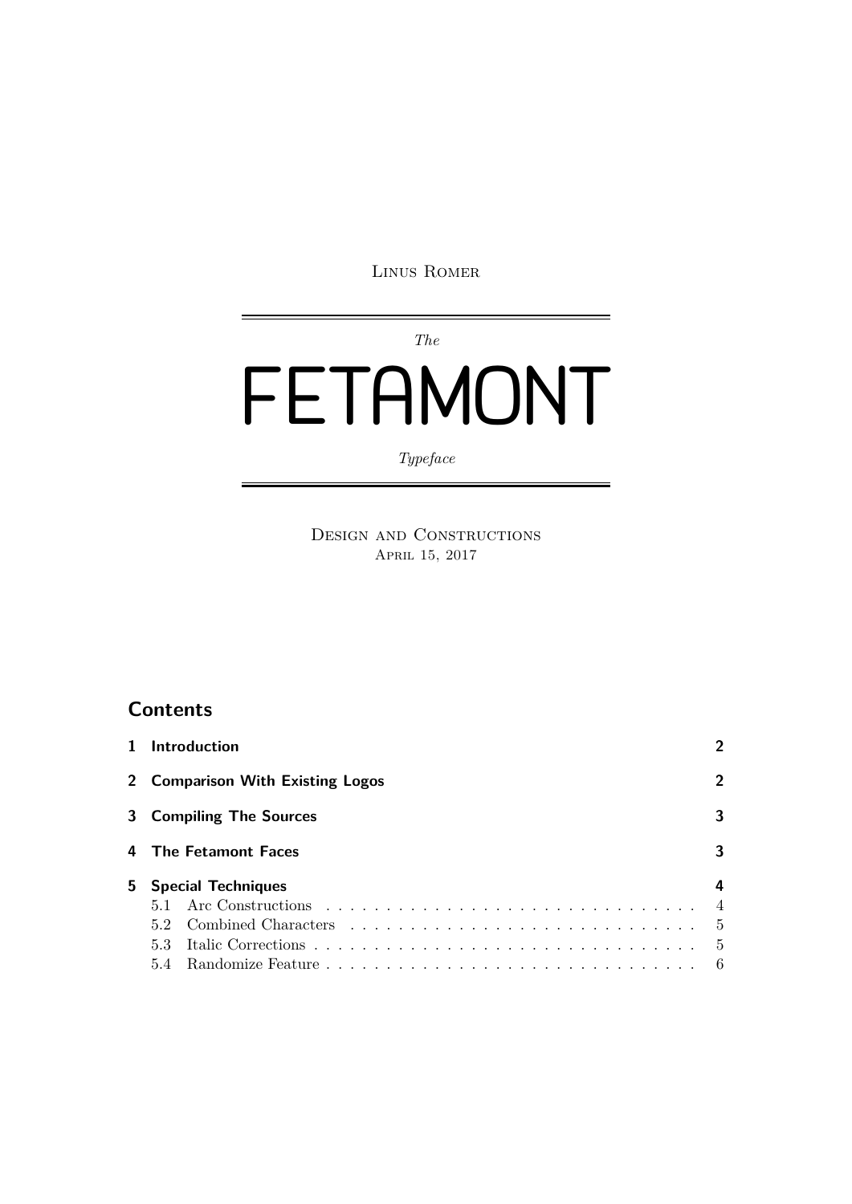Linus Romer

*The*

# FETAMONT

*Typeface*

Design and Constructions

April 15, 2017

## Contents

1 Introduction 2

2 Comparison With Existing Logos 2

3 Compiling The Sources 3

4 The Fetamont Faces 3

5 Special Techniques 4

- 5.1 Arc Constructions 4
- 5.2 Combined Characters 5
- 5.3 Italic Corrections 5
- 5.4 Randomize Feature 6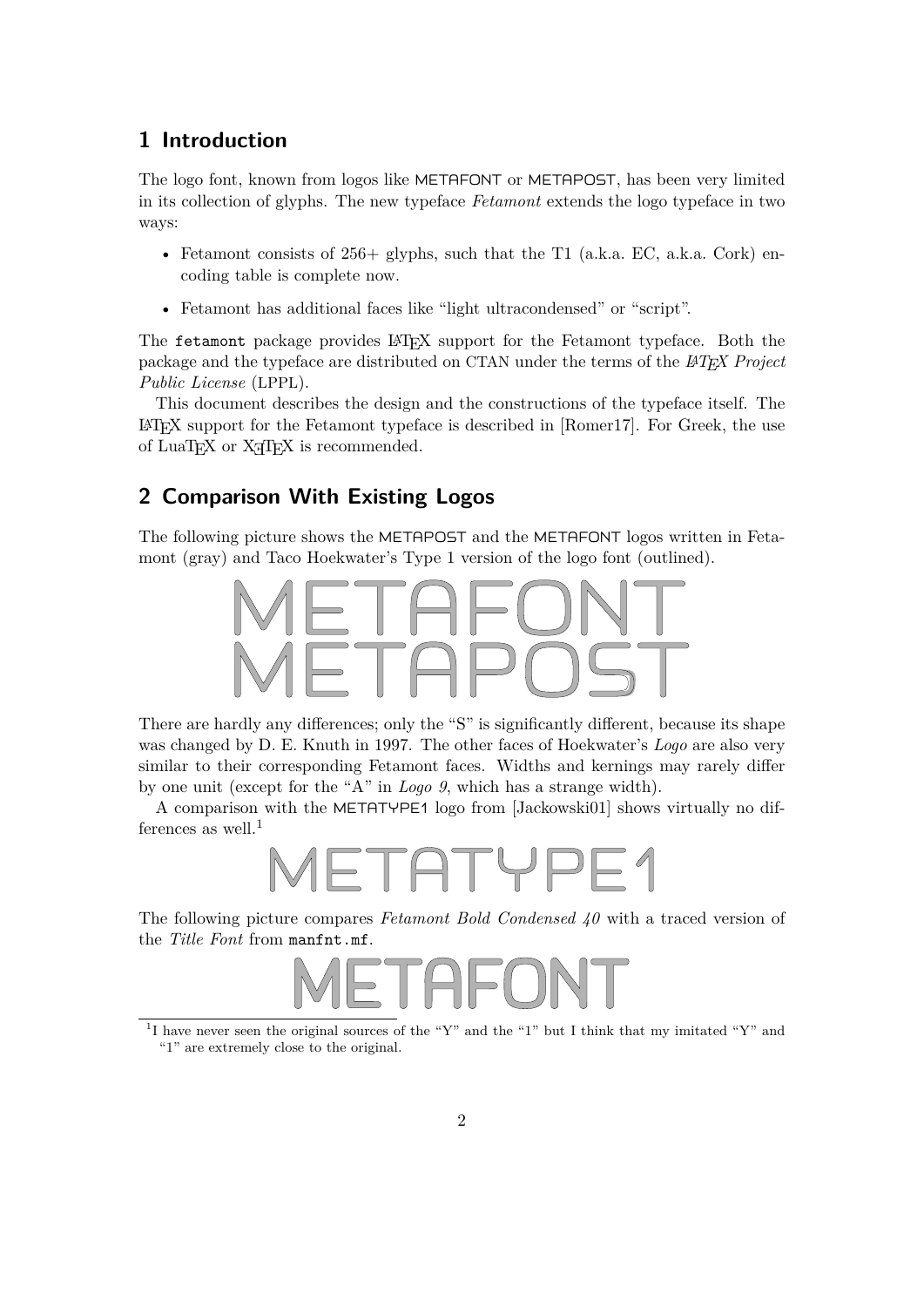## 1 Introduction

The logo font, known from logos like METAFONT or METAPOST, has been very limited in its collection of glyphs. The new typeface *Fetamont* extends the logo typeface in two ways:

- Fetamont consists of 256+ glyphs, such that the T1 (a.k.a. EC, a.k.a. Cork) encoding table is complete now.
- Fetamont has additional faces like "light ultracondensed" or "script".

The `fetamont` package provides LaTeX support for the Fetamont typeface. Both the package and the typeface are distributed on CTAN under the terms of the *LaTeX Project Public License* (LPPL).

This document describes the design and the constructions of the typeface itself. The LaTeX support for the Fetamont typeface is described in [Romer17]. For Greek, the use of LuaTeX or XeTeX is recommended.

## 2 Comparison With Existing Logos

The following picture shows the METAPOST and the METAFONT logos written in Fetamont (gray) and Taco Hoekwater's Type 1 version of the logo font (outlined).

METAFONT
METAPOST

There are hardly any differences; only the "S" is significantly different, because its shape was changed by D. E. Knuth in 1997. The other faces of Hoekwater's *Logo* are also very similar to their corresponding Fetamont faces. Widths and kernings may rarely differ by one unit (except for the "A" in *Logo 9*, which has a strange width).

A comparison with the METATYPE1 logo from [Jackowski01] shows virtually no differences as well.[1]

METATYPE1

The following picture compares *Fetamont Bold Condensed 40* with a traced version of the *Title Font* from `manfnt.mf`.

METAFONT

[1] I have never seen the original sources of the "Y" and the "1" but I think that my imitated "Y" and "1" are extremely close to the original.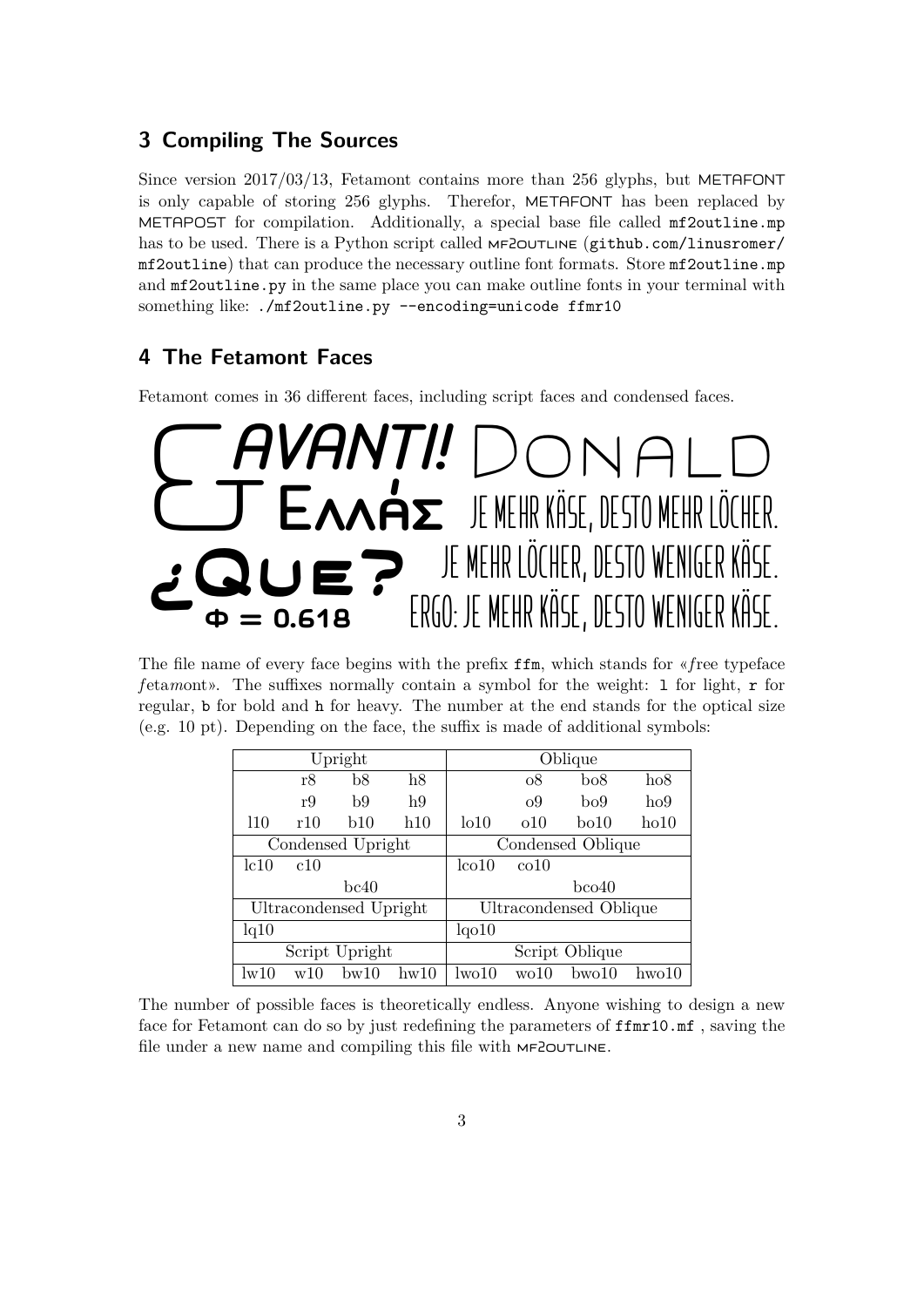## 3 Compiling The Sources

Since version 2017/03/13, Fetamont contains more than 256 glyphs, but METAFONT is only capable of storing 256 glyphs. Therefor, METAFONT has been replaced by METAPOST for compilation. Additionally, a special base file called `mf2outline.mp` has to be used. There is a Python script called MF2OUTLINE (`github.com/linusromer/mf2outline`) that can produce the necessary outline font formats. Store `mf2outline.mp` and `mf2outline.py` in the same place you can make outline fonts in your terminal with something like: `./mf2outline.py --encoding=unicode ffmr10`

## 4 The Fetamont Faces

Fetamont comes in 36 different faces, including script faces and condensed faces.

& AVANTI! DONALD
ΕΛΛΆΣ JE MEHR KÄSE, DESTO MEHR LÖCHER.
¿QUE? JE MEHR LÖCHER, DESTO WENIGER KÄSE.
Φ = 0.618 ERGO: JE MEHR KÄSE, DESTO WENIGER KÄSE.

The file name of every face begins with the prefix `ffm`, which stands for «*f*ree typeface *f*eta*m*ont». The suffixes normally contain a symbol for the weight: `l` for light, `r` for regular, `b` for bold and `h` for heavy. The number at the end stands for the optical size (e.g. 10 pt). Depending on the face, the suffix is made of additional symbols:

| Upright | | | | Oblique | | | |
|---|---|---|---|---|---|---|---|
| | r8 | b8 | h8 | | o8 | bo8 | ho8 |
| | r9 | b9 | h9 | | o9 | bo9 | ho9 |
| l10 | r10 | b10 | h10 | lo10 | o10 | bo10 | ho10 |
| Condensed Upright | | | | Condensed Oblique | | | |
| lc10 | c10 | | | lco10 | co10 | | |
| | | bc40 | | | | bco40 | |
| Ultracondensed Upright | | | | Ultracondensed Oblique | | | |
| lq10 | | | | lqo10 | | | |
| Script Upright | | | | Script Oblique | | | |
| lw10 | w10 | bw10 | hw10 | lwo10 | wo10 | bwo10 | hwo10 |

The number of possible faces is theoretically endless. Anyone wishing to design a new face for Fetamont can do so by just redefining the parameters of `ffmr10.mf` , saving the file under a new name and compiling this file with MF2OUTLINE.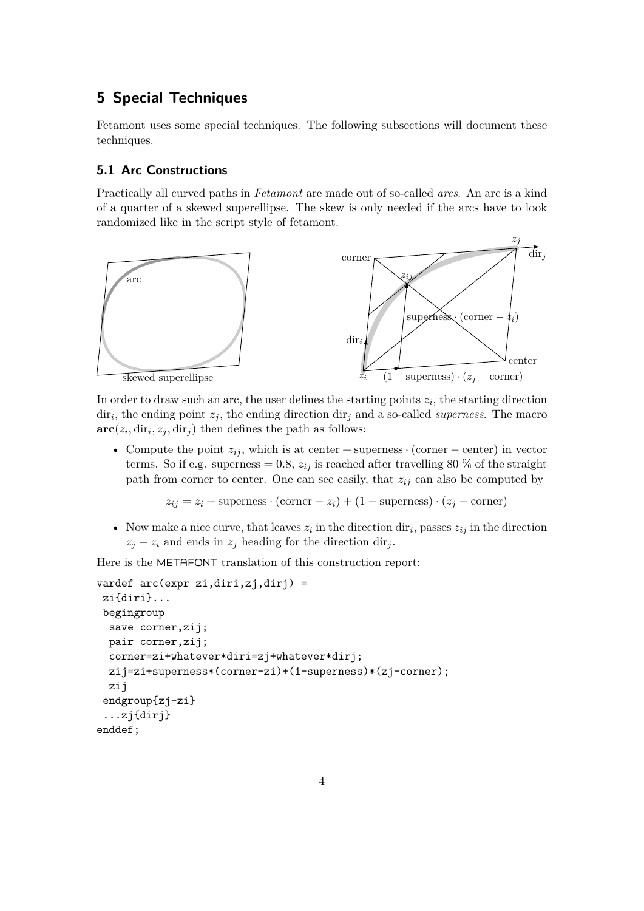## 5 Special Techniques

Fetamont uses some special techniques. The following subsections will document these techniques.

### 5.1 Arc Constructions

Practically all curved paths in *Fetamont* are made out of so-called *arcs*. An arc is a kind of a quarter of a skewed superellipse. The skew is only needed if the arcs have to look randomized like in the script style of fetamont.

In order to draw such an arc, the user defines the starting points $z_i$, the starting direction $\mathrm{dir}_i$, the ending point $z_j$, the ending direction $\mathrm{dir}_j$ and a so-called *superness*. The macro $\mathbf{arc}(z_i, \mathrm{dir}_i, z_j, \mathrm{dir}_j)$ then defines the path as follows:

- Compute the point $z_{ij}$, which is at center + superness · (corner − center) in vector terms. So if e.g. superness = 0.8, $z_{ij}$ is reached after travelling 80 % of the straight path from corner to center. One can see easily, that $z_{ij}$ can also be computed by

$$z_{ij} = z_i + \text{superness} \cdot (\text{corner} - z_i) + (1 - \text{superness}) \cdot (z_j - \text{corner})$$

- Now make a nice curve, that leaves $z_i$ in the direction $\mathrm{dir}_i$, passes $z_{ij}$ in the direction $z_j - z_i$ and ends in $z_j$ heading for the direction $\mathrm{dir}_j$.

Here is the METAFONT translation of this construction report:

```
vardef arc(expr zi,diri,zj,dirj) =
 zi{diri}...
 begingroup
  save corner,zij;
  pair corner,zij;
  corner=zi+whatever*diri=zj+whatever*dirj;
  zij=zi+superness*(corner-zi)+(1-superness)*(zj-corner);
  zij
 endgroup{zj-zi}
 ...zj{dirj}
enddef;
```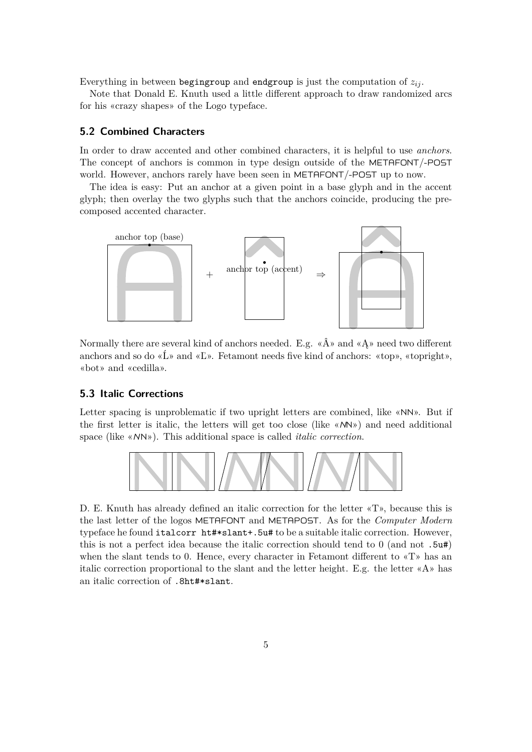Everything in between `begingroup` and `endgroup` is just the computation of $z_{ij}$.

Note that Donald E. Knuth used a little different approach to draw randomized arcs for his «crazy shapes» of the Logo typeface.

## 5.2 Combined Characters

In order to draw accented and other combined characters, it is helpful to use *anchors*. The concept of anchors is common in type design outside of the METAFONT/-POST world. However, anchors rarely have been seen in METAFONT/-POST up to now.

The idea is easy: Put an anchor at a given point in a base glyph and in the accent glyph; then overlay the two glyphs such that the anchors coincide, producing the precomposed accented character.

anchor top (base) + anchor top (accent) ⇒

Normally there are several kind of anchors needed. E.g. «Â» and «Ą» need two different anchors and so do «Ĺ» and «Ľ». Fetamont needs five kind of anchors: «top», «topright», «bot» and «cedilla».

## 5.3 Italic Corrections

Letter spacing is unproblematic if two upright letters are combined, like «NN». But if the first letter is italic, the letters will get too close (like «*N*N») and need additional space (like «*N* N»). This additional space is called *italic correction*.

D. E. Knuth has already defined an italic correction for the letter «T», because this is the last letter of the logos METAFONT and METAPOST. As for the *Computer Modern* typeface he found `italcorr ht#*slant+.5u#` to be a suitable italic correction. However, this is not a perfect idea because the italic correction should tend to 0 (and not `.5u#`) when the slant tends to 0. Hence, every character in Fetamont different to «T» has an italic correction proportional to the slant and the letter height. E.g. the letter «A» has an italic correction of `.8ht#*slant`.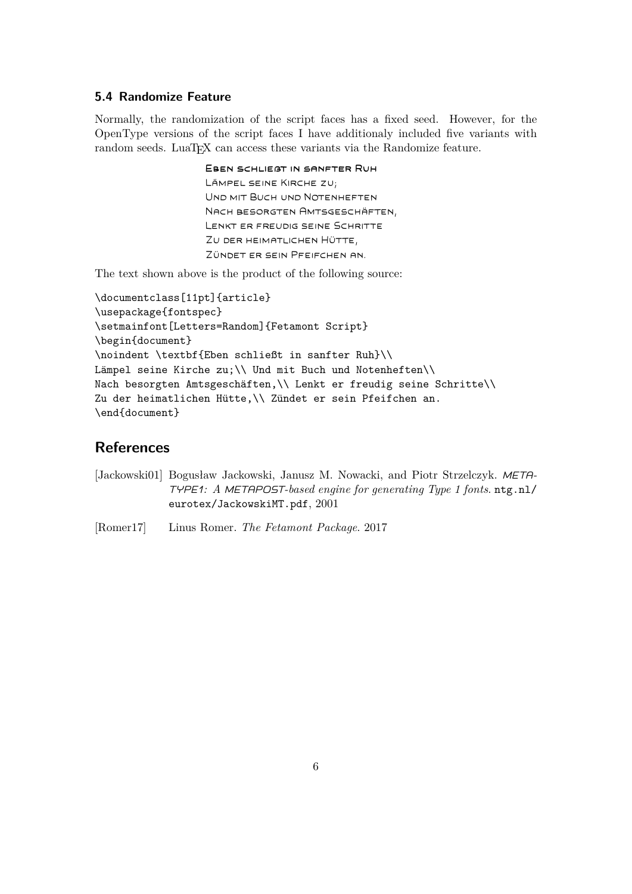### 5.4 Randomize Feature

Normally, the randomization of the script faces has a fixed seed. However, for the OpenType versions of the script faces I have additionaly included five variants with random seeds. LuaTEX can access these variants via the Randomize feature.

**Eben schließt in sanfter Ruh**  
Lämpel seine Kirche zu;  
Und mit Buch und Notenheften  
Nach besorgten Amtsgeschäften,  
Lenkt er freudig seine Schritte  
Zu der heimatlichen Hütte,  
Zündet er sein Pfeifchen an.

The text shown above is the product of the following source:

```
\documentclass[11pt]{article}
\usepackage{fontspec}
\setmainfont[Letters=Random]{Fetamont Script}
\begin{document}
\noindent \textbf{Eben schließt in sanfter Ruh}\\
Lämpel seine Kirche zu;\\ Und mit Buch und Notenheften\\
Nach besorgten Amtsgeschäften,\\ Lenkt er freudig seine Schritte\\
Zu der heimatlichen Hütte,\\ Zündet er sein Pfeifchen an.
\end{document}
```

## References

[Jackowski01] Bogusław Jackowski, Janusz M. Nowacki, and Piotr Strzelczyk. *METATYPE1: A METAPOST-based engine for generating Type 1 fonts.* `ntg.nl/eurotex/JackowskiMT.pdf`, 2001

[Romer17] Linus Romer. *The Fetamont Package.* 2017